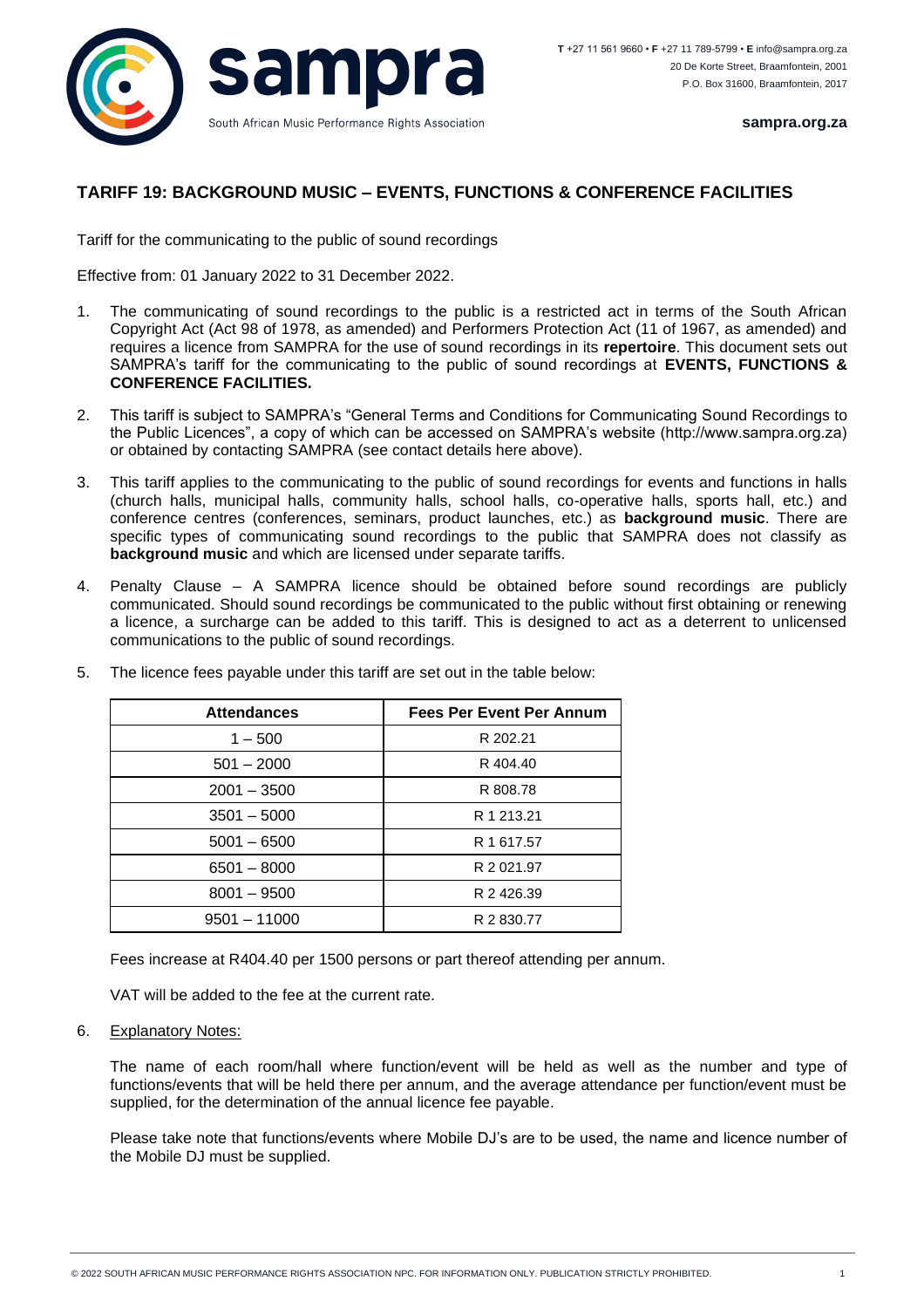**T** +27 11 561 9660 • **F** +27 11 789-5799 • **E** info@sampra.org.za
20 De Korte Street, Braamfontein, 2001
P.O. Box 31600, Braamfontein, 2017

**sampra.org.za**

South African Music Performance Rights Association

## TARIFF 19: BACKGROUND MUSIC – EVENTS, FUNCTIONS & CONFERENCE FACILITIES

Tariff for the communicating to the public of sound recordings

Effective from: 01 January 2022 to 31 December 2022.

1. The communicating of sound recordings to the public is a restricted act in terms of the South African Copyright Act (Act 98 of 1978, as amended) and Performers Protection Act (11 of 1967, as amended) and requires a licence from SAMPRA for the use of sound recordings in its **repertoire**. This document sets out SAMPRA's tariff for the communicating to the public of sound recordings at **EVENTS, FUNCTIONS & CONFERENCE FACILITIES.**

2. This tariff is subject to SAMPRA's "General Terms and Conditions for Communicating Sound Recordings to the Public Licences", a copy of which can be accessed on SAMPRA's website (http://www.sampra.org.za) or obtained by contacting SAMPRA (see contact details here above).

3. This tariff applies to the communicating to the public of sound recordings for events and functions in halls (church halls, municipal halls, community halls, school halls, co-operative halls, sports hall, etc.) and conference centres (conferences, seminars, product launches, etc.) as **background music**. There are specific types of communicating sound recordings to the public that SAMPRA does not classify as **background music** and which are licensed under separate tariffs.

4. Penalty Clause – A SAMPRA licence should be obtained before sound recordings are publicly communicated. Should sound recordings be communicated to the public without first obtaining or renewing a licence, a surcharge can be added to this tariff. This is designed to act as a deterrent to unlicensed communications to the public of sound recordings.

5. The licence fees payable under this tariff are set out in the table below:

| Attendances | Fees Per Event Per Annum |
|---|---|
| 1 – 500 | R 202.21 |
| 501 – 2000 | R 404.40 |
| 2001 – 3500 | R 808.78 |
| 3501 – 5000 | R 1 213.21 |
| 5001 – 6500 | R 1 617.57 |
| 6501 – 8000 | R 2 021.97 |
| 8001 – 9500 | R 2 426.39 |
| 9501 – 11000 | R 2 830.77 |

Fees increase at R404.40 per 1500 persons or part thereof attending per annum.

VAT will be added to the fee at the current rate.

6. Explanatory Notes:

The name of each room/hall where function/event will be held as well as the number and type of functions/events that will be held there per annum, and the average attendance per function/event must be supplied, for the determination of the annual licence fee payable.

Please take note that functions/events where Mobile DJ's are to be used, the name and licence number of the Mobile DJ must be supplied.

© 2022 SOUTH AFRICAN MUSIC PERFORMANCE RIGHTS ASSOCIATION NPC. FOR INFORMATION ONLY. PUBLICATION STRICTLY PROHIBITED.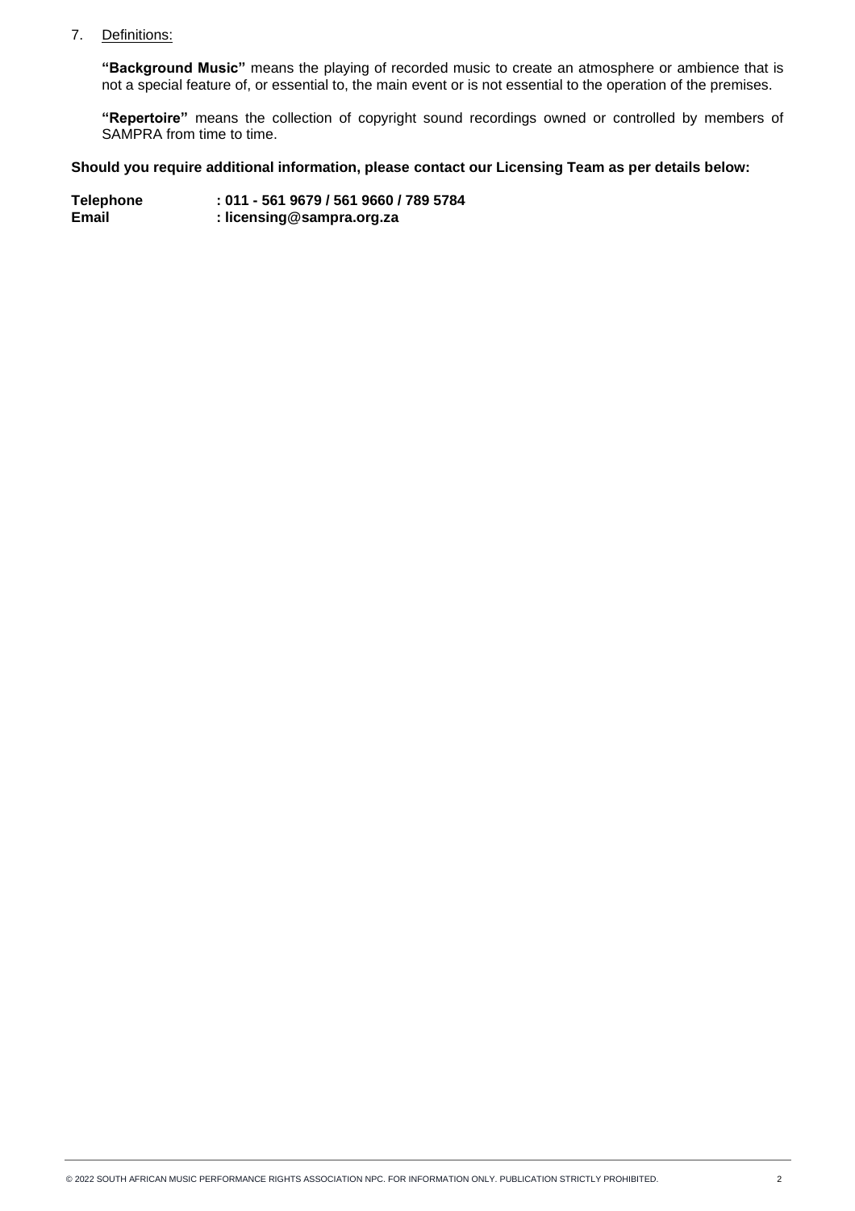7. Definitions:

**"Background Music"** means the playing of recorded music to create an atmosphere or ambience that is not a special feature of, or essential to, the main event or is not essential to the operation of the premises.

**"Repertoire"** means the collection of copyright sound recordings owned or controlled by members of SAMPRA from time to time.

**Should you require additional information, please contact our Licensing Team as per details below:**

**Telephone : 011 - 561 9679 / 561 9660 / 789 5784**
**Email : licensing@sampra.org.za**

© 2022 SOUTH AFRICAN MUSIC PERFORMANCE RIGHTS ASSOCIATION NPC. FOR INFORMATION ONLY. PUBLICATION STRICTLY PROHIBITED.